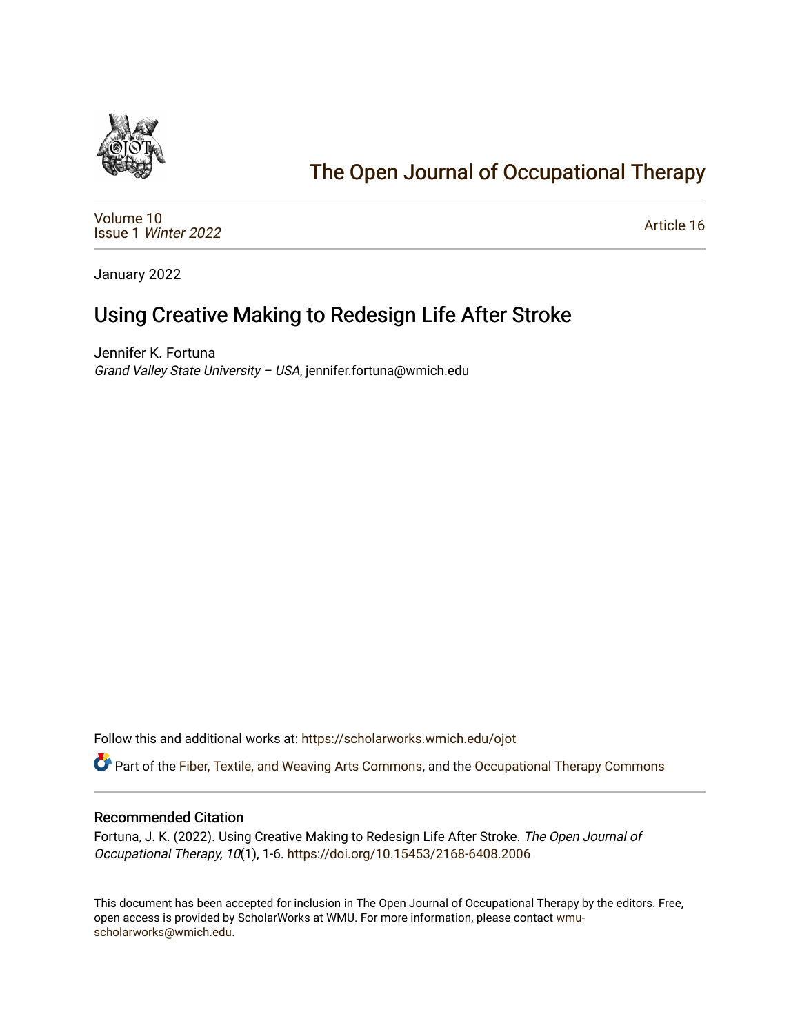# The Open Journal of Occupational Therapy

Volume 10
Issue 1 *Winter 2022*

Article 16

January 2022

## Using Creative Making to Redesign Life After Stroke

Jennifer K. Fortuna
*Grand Valley State University – USA*, jennifer.fortuna@wmich.edu

Follow this and additional works at: https://scholarworks.wmich.edu/ojot

Part of the Fiber, Textile, and Weaving Arts Commons, and the Occupational Therapy Commons

### Recommended Citation

Fortuna, J. K. (2022). Using Creative Making to Redesign Life After Stroke. *The Open Journal of Occupational Therapy, 10*(1), 1-6. https://doi.org/10.15453/2168-6408.2006

This document has been accepted for inclusion in The Open Journal of Occupational Therapy by the editors. Free, open access is provided by ScholarWorks at WMU. For more information, please contact wmu-scholarworks@wmich.edu.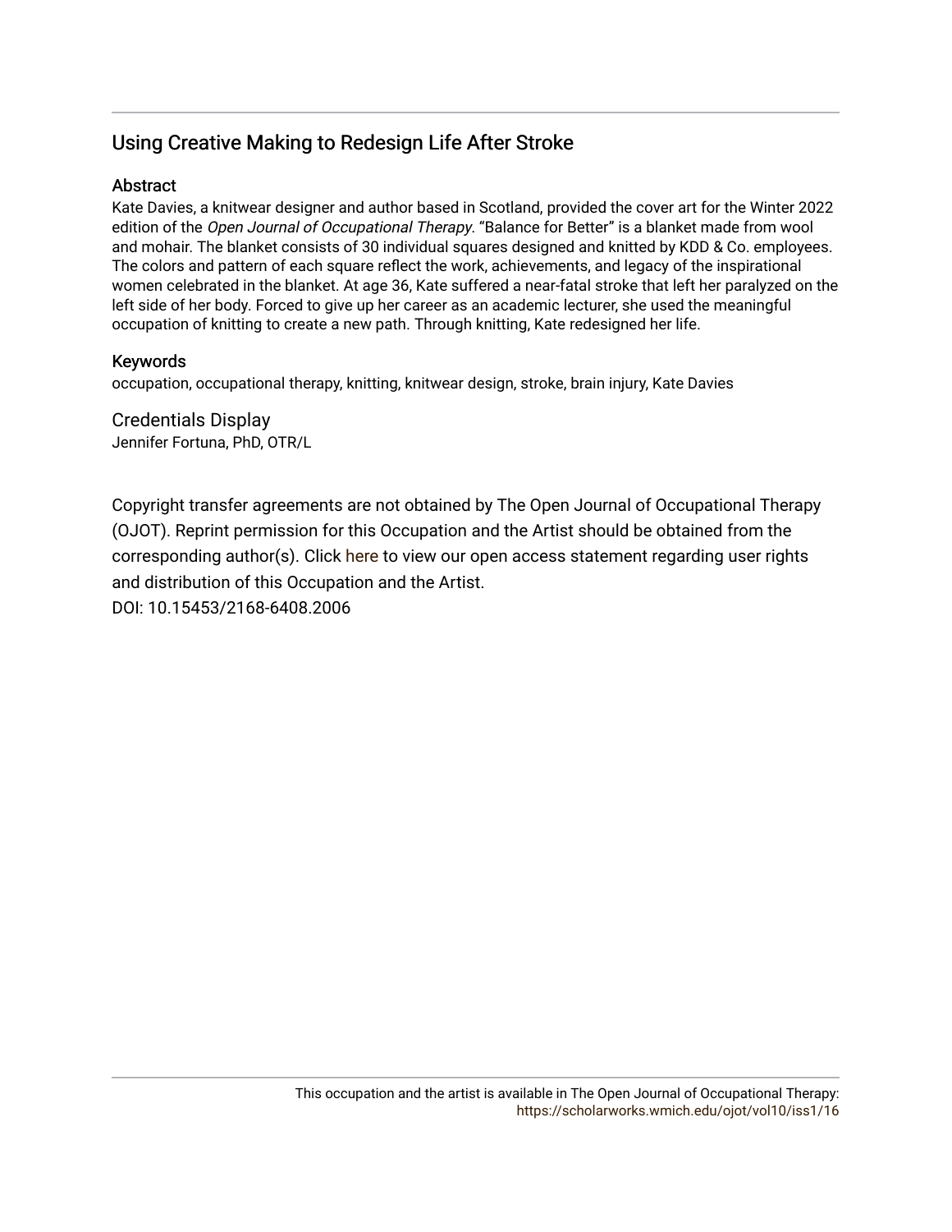## Using Creative Making to Redesign Life After Stroke

### Abstract

Kate Davies, a knitwear designer and author based in Scotland, provided the cover art for the Winter 2022 edition of the *Open Journal of Occupational Therapy*. "Balance for Better" is a blanket made from wool and mohair. The blanket consists of 30 individual squares designed and knitted by KDD & Co. employees. The colors and pattern of each square reflect the work, achievements, and legacy of the inspirational women celebrated in the blanket. At age 36, Kate suffered a near-fatal stroke that left her paralyzed on the left side of her body. Forced to give up her career as an academic lecturer, she used the meaningful occupation of knitting to create a new path. Through knitting, Kate redesigned her life.

### Keywords

occupation, occupational therapy, knitting, knitwear design, stroke, brain injury, Kate Davies

### Credentials Display

Jennifer Fortuna, PhD, OTR/L

Copyright transfer agreements are not obtained by The Open Journal of Occupational Therapy (OJOT). Reprint permission for this Occupation and the Artist should be obtained from the corresponding author(s). Click here to view our open access statement regarding user rights and distribution of this Occupation and the Artist.

DOI: 10.15453/2168-6408.2006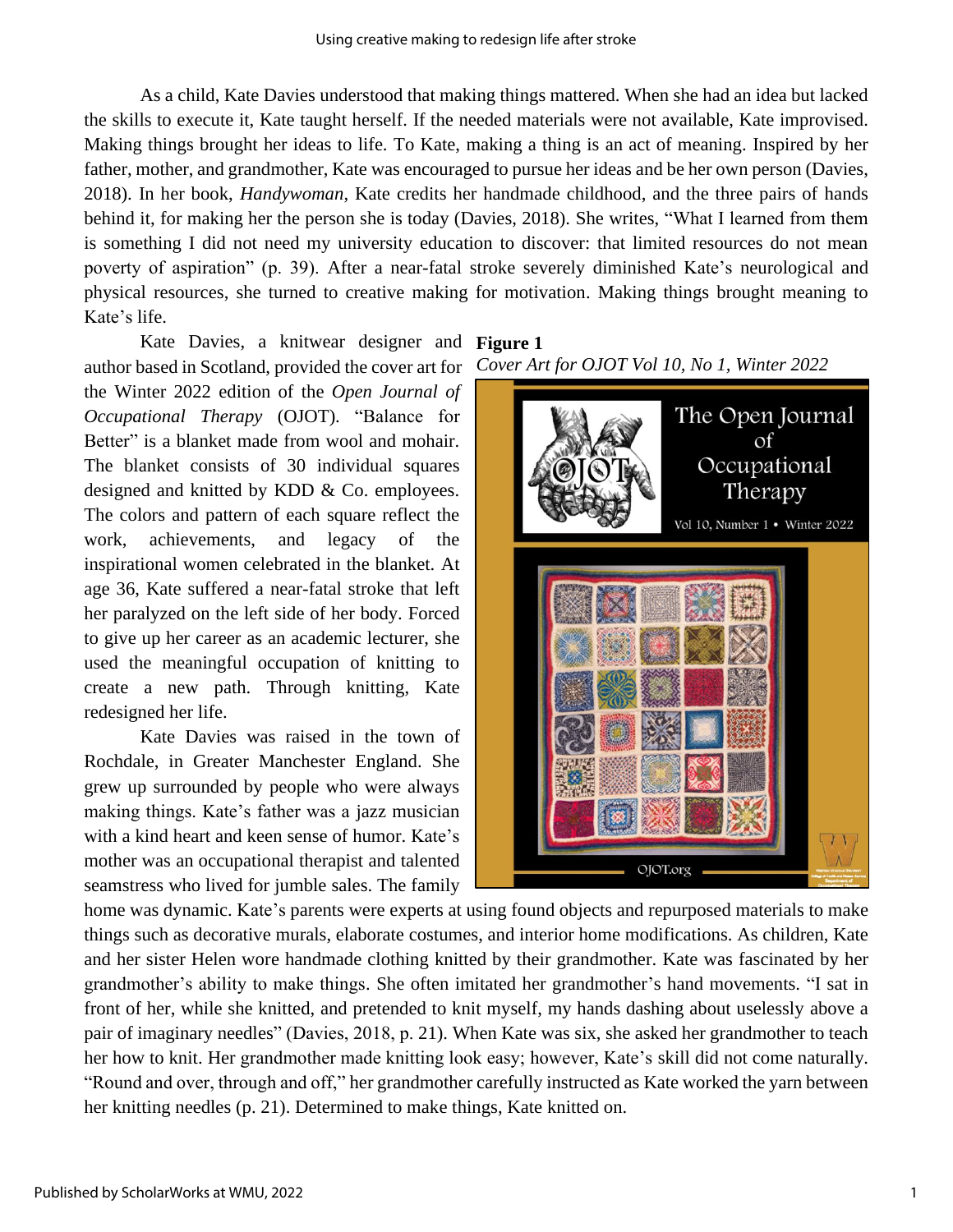As a child, Kate Davies understood that making things mattered. When she had an idea but lacked the skills to execute it, Kate taught herself. If the needed materials were not available, Kate improvised. Making things brought her ideas to life. To Kate, making a thing is an act of meaning. Inspired by her father, mother, and grandmother, Kate was encouraged to pursue her ideas and be her own person (Davies, 2018). In her book, *Handywoman*, Kate credits her handmade childhood, and the three pairs of hands behind it, for making her the person she is today (Davies, 2018). She writes, "What I learned from them is something I did not need my university education to discover: that limited resources do not mean poverty of aspiration" (p. 39). After a near-fatal stroke severely diminished Kate's neurological and physical resources, she turned to creative making for motivation. Making things brought meaning to Kate's life.

Kate Davies, a knitwear designer and author based in Scotland, provided the cover art for the Winter 2022 edition of the *Open Journal of Occupational Therapy* (OJOT). "Balance for Better" is a blanket made from wool and mohair. The blanket consists of 30 individual squares designed and knitted by KDD & Co. employees. The colors and pattern of each square reflect the work, achievements, and legacy of the inspirational women celebrated in the blanket. At age 36, Kate suffered a near-fatal stroke that left her paralyzed on the left side of her body. Forced to give up her career as an academic lecturer, she used the meaningful occupation of knitting to create a new path. Through knitting, Kate redesigned her life.

**Figure 1**

*Cover Art for OJOT Vol 10, No 1, Winter 2022*

Kate Davies was raised in the town of Rochdale, in Greater Manchester England. She grew up surrounded by people who were always making things. Kate's father was a jazz musician with a kind heart and keen sense of humor. Kate's mother was an occupational therapist and talented seamstress who lived for jumble sales. The family home was dynamic. Kate's parents were experts at using found objects and repurposed materials to make things such as decorative murals, elaborate costumes, and interior home modifications. As children, Kate and her sister Helen wore handmade clothing knitted by their grandmother. Kate was fascinated by her grandmother's ability to make things. She often imitated her grandmother's hand movements. "I sat in front of her, while she knitted, and pretended to knit myself, my hands dashing about uselessly above a pair of imaginary needles" (Davies, 2018, p. 21). When Kate was six, she asked her grandmother to teach her how to knit. Her grandmother made knitting look easy; however, Kate's skill did not come naturally. "Round and over, through and off," her grandmother carefully instructed as Kate worked the yarn between her knitting needles (p. 21). Determined to make things, Kate knitted on.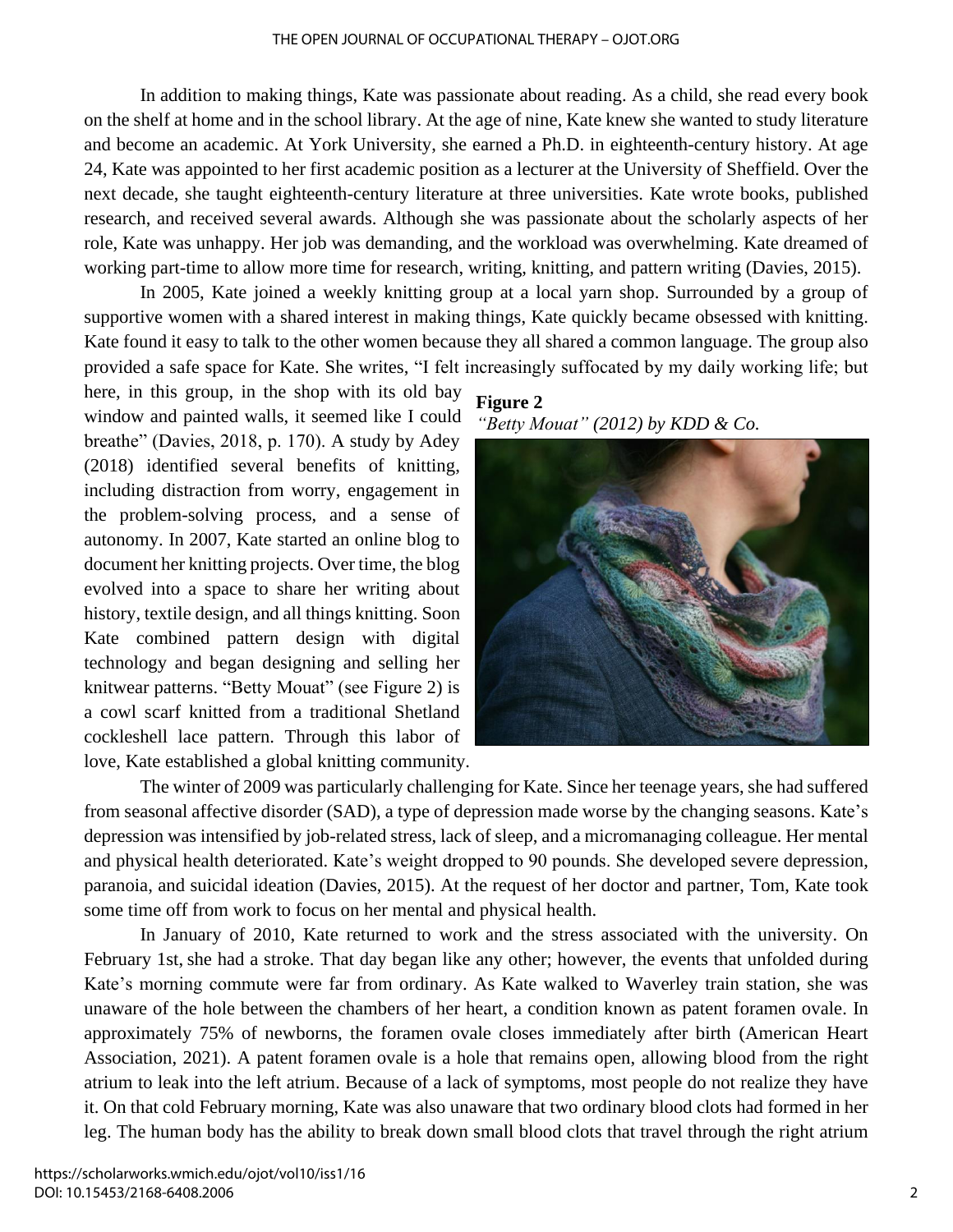In addition to making things, Kate was passionate about reading. As a child, she read every book on the shelf at home and in the school library. At the age of nine, Kate knew she wanted to study literature and become an academic. At York University, she earned a Ph.D. in eighteenth-century history. At age 24, Kate was appointed to her first academic position as a lecturer at the University of Sheffield. Over the next decade, she taught eighteenth-century literature at three universities. Kate wrote books, published research, and received several awards. Although she was passionate about the scholarly aspects of her role, Kate was unhappy. Her job was demanding, and the workload was overwhelming. Kate dreamed of working part-time to allow more time for research, writing, knitting, and pattern writing (Davies, 2015).

In 2005, Kate joined a weekly knitting group at a local yarn shop. Surrounded by a group of supportive women with a shared interest in making things, Kate quickly became obsessed with knitting. Kate found it easy to talk to the other women because they all shared a common language. The group also provided a safe space for Kate. She writes, "I felt increasingly suffocated by my daily working life; but here, in this group, in the shop with its old bay window and painted walls, it seemed like I could breathe" (Davies, 2018, p. 170). A study by Adey (2018) identified several benefits of knitting, including distraction from worry, engagement in the problem-solving process, and a sense of autonomy. In 2007, Kate started an online blog to document her knitting projects. Over time, the blog evolved into a space to share her writing about history, textile design, and all things knitting. Soon Kate combined pattern design with digital technology and began designing and selling her knitwear patterns. "Betty Mouat" (see Figure 2) is a cowl scarf knitted from a traditional Shetland cockleshell lace pattern. Through this labor of love, Kate established a global knitting community.

**Figure 2**
*"Betty Mouat" (2012) by KDD & Co.*

The winter of 2009 was particularly challenging for Kate. Since her teenage years, she had suffered from seasonal affective disorder (SAD), a type of depression made worse by the changing seasons. Kate's depression was intensified by job-related stress, lack of sleep, and a micromanaging colleague. Her mental and physical health deteriorated. Kate's weight dropped to 90 pounds. She developed severe depression, paranoia, and suicidal ideation (Davies, 2015). At the request of her doctor and partner, Tom, Kate took some time off from work to focus on her mental and physical health.

In January of 2010, Kate returned to work and the stress associated with the university. On February 1st, she had a stroke. That day began like any other; however, the events that unfolded during Kate's morning commute were far from ordinary. As Kate walked to Waverley train station, she was unaware of the hole between the chambers of her heart, a condition known as patent foramen ovale. In approximately 75% of newborns, the foramen ovale closes immediately after birth (American Heart Association, 2021). A patent foramen ovale is a hole that remains open, allowing blood from the right atrium to leak into the left atrium. Because of a lack of symptoms, most people do not realize they have it. On that cold February morning, Kate was also unaware that two ordinary blood clots had formed in her leg. The human body has the ability to break down small blood clots that travel through the right atrium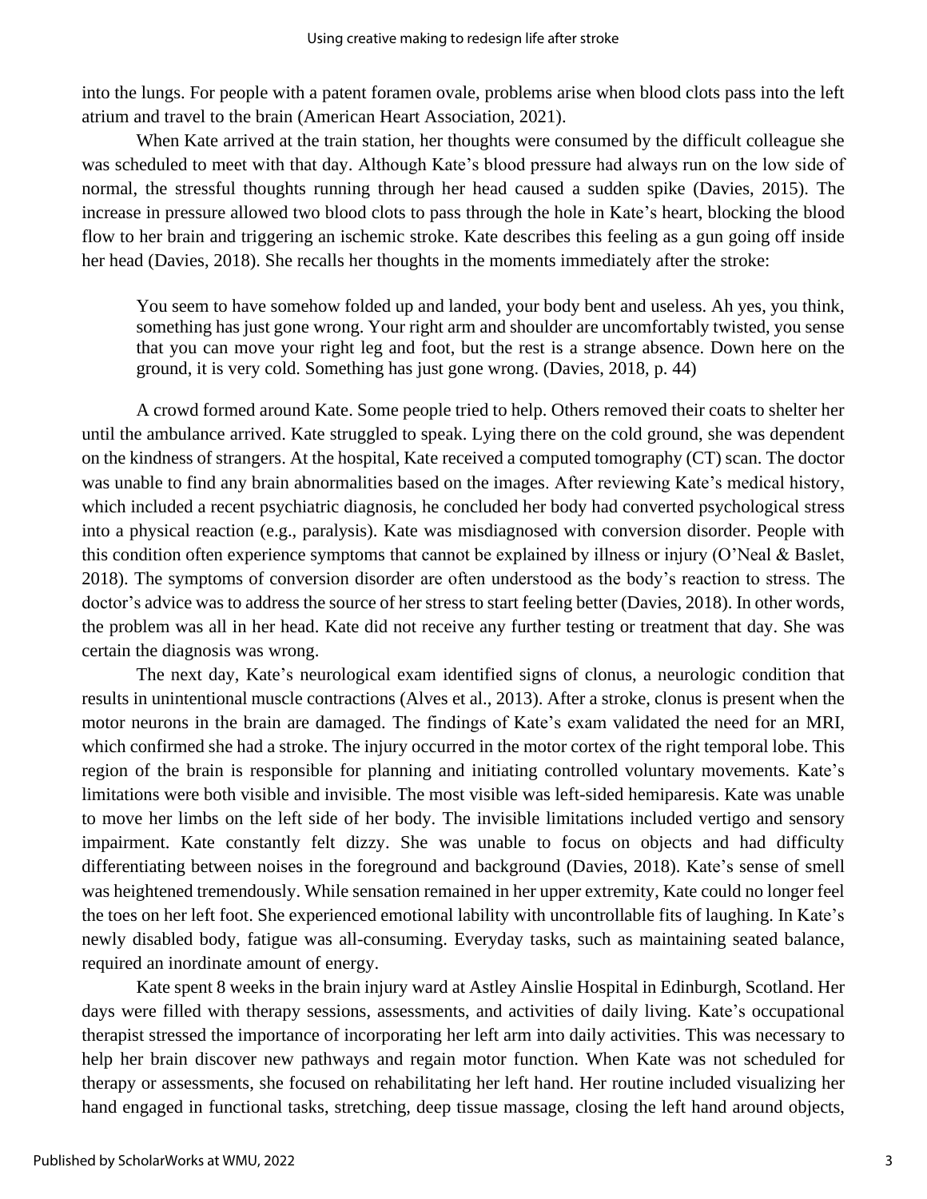into the lungs. For people with a patent foramen ovale, problems arise when blood clots pass into the left atrium and travel to the brain (American Heart Association, 2021).

When Kate arrived at the train station, her thoughts were consumed by the difficult colleague she was scheduled to meet with that day. Although Kate's blood pressure had always run on the low side of normal, the stressful thoughts running through her head caused a sudden spike (Davies, 2015). The increase in pressure allowed two blood clots to pass through the hole in Kate's heart, blocking the blood flow to her brain and triggering an ischemic stroke. Kate describes this feeling as a gun going off inside her head (Davies, 2018). She recalls her thoughts in the moments immediately after the stroke:

> You seem to have somehow folded up and landed, your body bent and useless. Ah yes, you think, something has just gone wrong. Your right arm and shoulder are uncomfortably twisted, you sense that you can move your right leg and foot, but the rest is a strange absence. Down here on the ground, it is very cold. Something has just gone wrong. (Davies, 2018, p. 44)

A crowd formed around Kate. Some people tried to help. Others removed their coats to shelter her until the ambulance arrived. Kate struggled to speak. Lying there on the cold ground, she was dependent on the kindness of strangers. At the hospital, Kate received a computed tomography (CT) scan. The doctor was unable to find any brain abnormalities based on the images. After reviewing Kate's medical history, which included a recent psychiatric diagnosis, he concluded her body had converted psychological stress into a physical reaction (e.g., paralysis). Kate was misdiagnosed with conversion disorder. People with this condition often experience symptoms that cannot be explained by illness or injury (O'Neal & Baslet, 2018). The symptoms of conversion disorder are often understood as the body's reaction to stress. The doctor's advice was to address the source of her stress to start feeling better (Davies, 2018). In other words, the problem was all in her head. Kate did not receive any further testing or treatment that day. She was certain the diagnosis was wrong.

The next day, Kate's neurological exam identified signs of clonus, a neurologic condition that results in unintentional muscle contractions (Alves et al., 2013). After a stroke, clonus is present when the motor neurons in the brain are damaged. The findings of Kate's exam validated the need for an MRI, which confirmed she had a stroke. The injury occurred in the motor cortex of the right temporal lobe. This region of the brain is responsible for planning and initiating controlled voluntary movements. Kate's limitations were both visible and invisible. The most visible was left-sided hemiparesis. Kate was unable to move her limbs on the left side of her body. The invisible limitations included vertigo and sensory impairment. Kate constantly felt dizzy. She was unable to focus on objects and had difficulty differentiating between noises in the foreground and background (Davies, 2018). Kate's sense of smell was heightened tremendously. While sensation remained in her upper extremity, Kate could no longer feel the toes on her left foot. She experienced emotional lability with uncontrollable fits of laughing. In Kate's newly disabled body, fatigue was all-consuming. Everyday tasks, such as maintaining seated balance, required an inordinate amount of energy.

Kate spent 8 weeks in the brain injury ward at Astley Ainslie Hospital in Edinburgh, Scotland. Her days were filled with therapy sessions, assessments, and activities of daily living. Kate's occupational therapist stressed the importance of incorporating her left arm into daily activities. This was necessary to help her brain discover new pathways and regain motor function. When Kate was not scheduled for therapy or assessments, she focused on rehabilitating her left hand. Her routine included visualizing her hand engaged in functional tasks, stretching, deep tissue massage, closing the left hand around objects,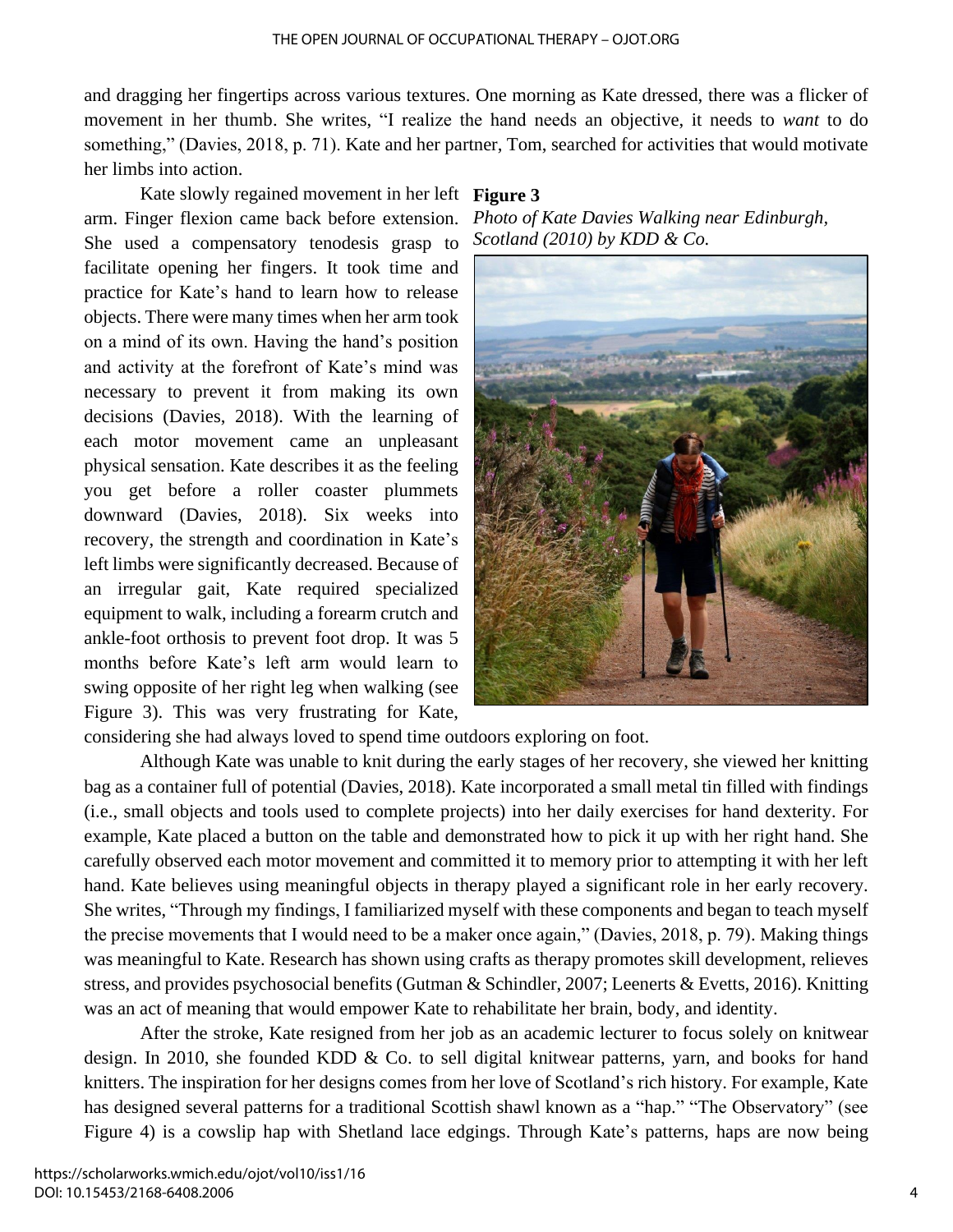and dragging her fingertips across various textures. One morning as Kate dressed, there was a flicker of movement in her thumb. She writes, "I realize the hand needs an objective, it needs to *want* to do something," (Davies, 2018, p. 71). Kate and her partner, Tom, searched for activities that would motivate her limbs into action.

Kate slowly regained movement in her left arm. Finger flexion came back before extension. She used a compensatory tenodesis grasp to facilitate opening her fingers. It took time and practice for Kate's hand to learn how to release objects. There were many times when her arm took on a mind of its own. Having the hand's position and activity at the forefront of Kate's mind was necessary to prevent it from making its own decisions (Davies, 2018). With the learning of each motor movement came an unpleasant physical sensation. Kate describes it as the feeling you get before a roller coaster plummets downward (Davies, 2018). Six weeks into recovery, the strength and coordination in Kate's left limbs were significantly decreased. Because of an irregular gait, Kate required specialized equipment to walk, including a forearm crutch and ankle-foot orthosis to prevent foot drop. It was 5 months before Kate's left arm would learn to swing opposite of her right leg when walking (see Figure 3). This was very frustrating for Kate, considering she had always loved to spend time outdoors exploring on foot.

**Figure 3**

*Photo of Kate Davies Walking near Edinburgh, Scotland (2010) by KDD & Co.*

Although Kate was unable to knit during the early stages of her recovery, she viewed her knitting bag as a container full of potential (Davies, 2018). Kate incorporated a small metal tin filled with findings (i.e., small objects and tools used to complete projects) into her daily exercises for hand dexterity. For example, Kate placed a button on the table and demonstrated how to pick it up with her right hand. She carefully observed each motor movement and committed it to memory prior to attempting it with her left hand. Kate believes using meaningful objects in therapy played a significant role in her early recovery. She writes, "Through my findings, I familiarized myself with these components and began to teach myself the precise movements that I would need to be a maker once again," (Davies, 2018, p. 79). Making things was meaningful to Kate. Research has shown using crafts as therapy promotes skill development, relieves stress, and provides psychosocial benefits (Gutman & Schindler, 2007; Leenerts & Evetts, 2016). Knitting was an act of meaning that would empower Kate to rehabilitate her brain, body, and identity.

After the stroke, Kate resigned from her job as an academic lecturer to focus solely on knitwear design. In 2010, she founded KDD & Co. to sell digital knitwear patterns, yarn, and books for hand knitters. The inspiration for her designs comes from her love of Scotland's rich history. For example, Kate has designed several patterns for a traditional Scottish shawl known as a "hap." "The Observatory" (see Figure 4) is a cowslip hap with Shetland lace edgings. Through Kate's patterns, haps are now being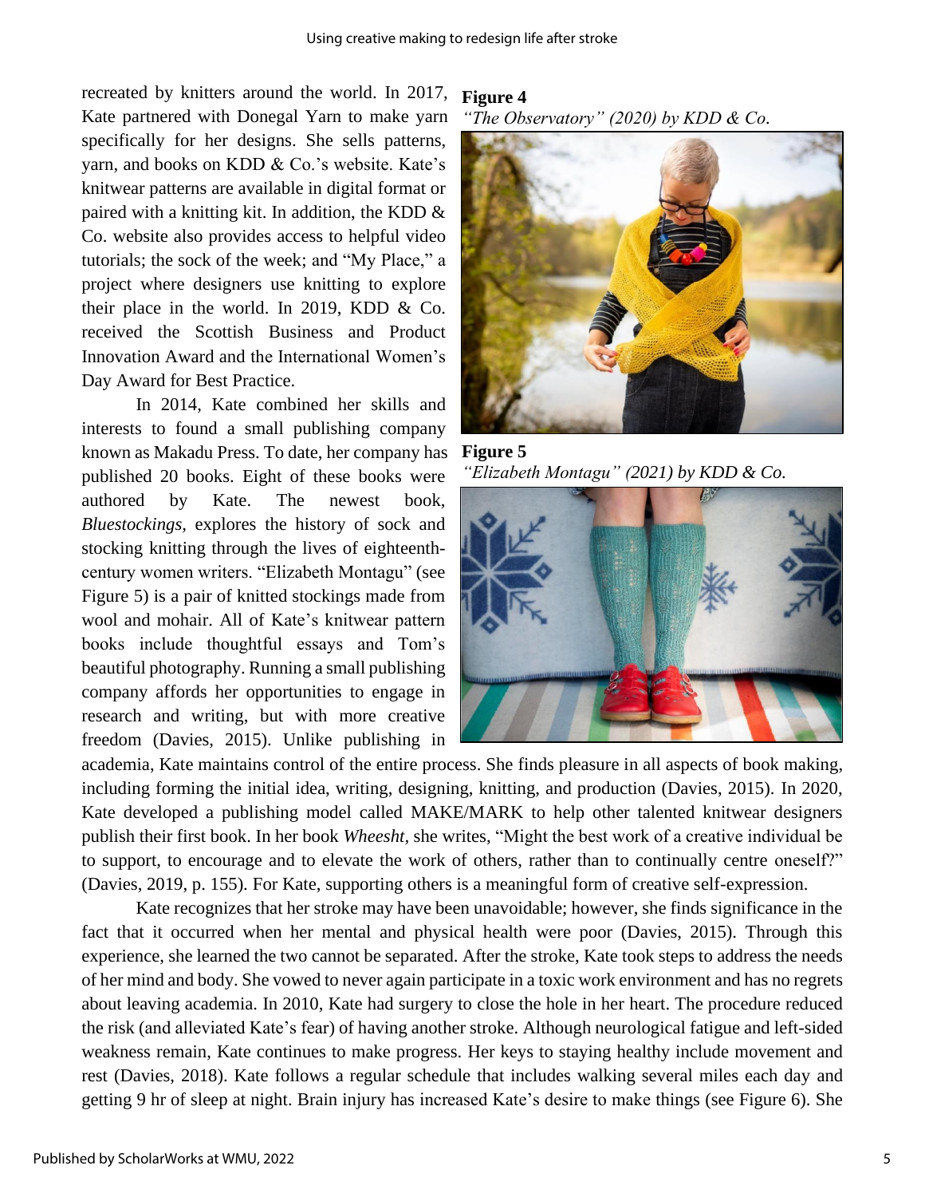recreated by knitters around the world. In 2017, Kate partnered with Donegal Yarn to make yarn specifically for her designs. She sells patterns, yarn, and books on KDD & Co.'s website. Kate's knitwear patterns are available in digital format or paired with a knitting kit. In addition, the KDD & Co. website also provides access to helpful video tutorials; the sock of the week; and "My Place," a project where designers use knitting to explore their place in the world. In 2019, KDD & Co. received the Scottish Business and Product Innovation Award and the International Women's Day Award for Best Practice.

**Figure 4**
*"The Observatory" (2020) by KDD & Co.*

**Figure 5**
*"Elizabeth Montagu" (2021) by KDD & Co.*

In 2014, Kate combined her skills and interests to found a small publishing company known as Makadu Press. To date, her company has published 20 books. Eight of these books were authored by Kate. The newest book, *Bluestockings,* explores the history of sock and stocking knitting through the lives of eighteenth-century women writers. "Elizabeth Montagu" (see Figure 5) is a pair of knitted stockings made from wool and mohair. All of Kate's knitwear pattern books include thoughtful essays and Tom's beautiful photography. Running a small publishing company affords her opportunities to engage in research and writing, but with more creative freedom (Davies, 2015). Unlike publishing in academia, Kate maintains control of the entire process. She finds pleasure in all aspects of book making, including forming the initial idea, writing, designing, knitting, and production (Davies, 2015). In 2020, Kate developed a publishing model called MAKE/MARK to help other talented knitwear designers publish their first book. In her book *Wheesht,* she writes, "Might the best work of a creative individual be to support, to encourage and to elevate the work of others, rather than to continually centre oneself?" (Davies, 2019, p. 155). For Kate, supporting others is a meaningful form of creative self-expression.

Kate recognizes that her stroke may have been unavoidable; however, she finds significance in the fact that it occurred when her mental and physical health were poor (Davies, 2015). Through this experience, she learned the two cannot be separated. After the stroke, Kate took steps to address the needs of her mind and body. She vowed to never again participate in a toxic work environment and has no regrets about leaving academia. In 2010, Kate had surgery to close the hole in her heart. The procedure reduced the risk (and alleviated Kate's fear) of having another stroke. Although neurological fatigue and left-sided weakness remain, Kate continues to make progress. Her keys to staying healthy include movement and rest (Davies, 2018). Kate follows a regular schedule that includes walking several miles each day and getting 9 hr of sleep at night. Brain injury has increased Kate's desire to make things (see Figure 6). She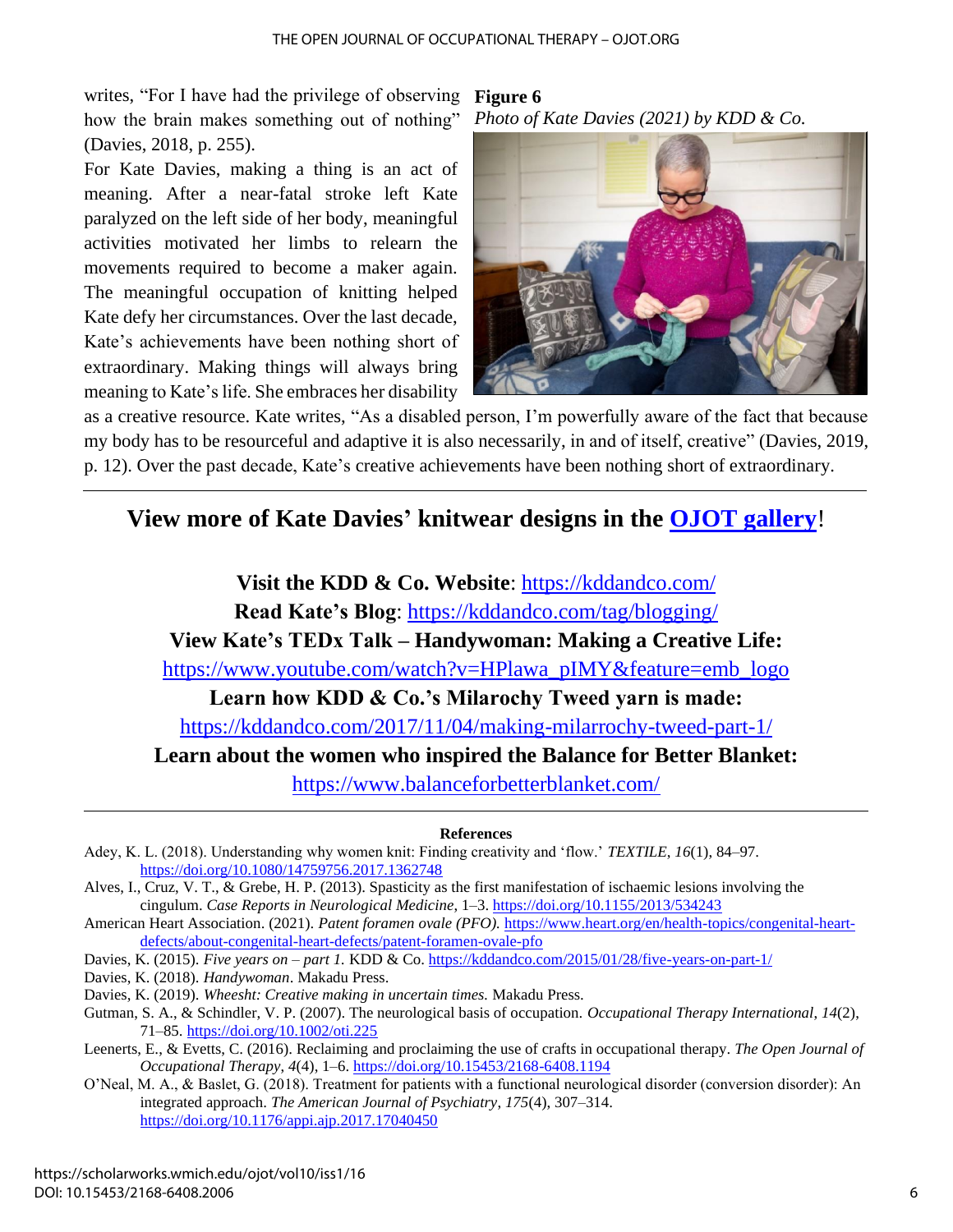writes, "For I have had the privilege of observing how the brain makes something out of nothing" (Davies, 2018, p. 255).

For Kate Davies, making a thing is an act of meaning. After a near-fatal stroke left Kate paralyzed on the left side of her body, meaningful activities motivated her limbs to relearn the movements required to become a maker again. The meaningful occupation of knitting helped Kate defy her circumstances. Over the last decade, Kate's achievements have been nothing short of extraordinary. Making things will always bring meaning to Kate's life. She embraces her disability as a creative resource. Kate writes, "As a disabled person, I'm powerfully aware of the fact that because my body has to be resourceful and adaptive it is also necessarily, in and of itself, creative" (Davies, 2019, p. 12). Over the past decade, Kate's creative achievements have been nothing short of extraordinary.

**Figure 6**

*Photo of Kate Davies (2021) by KDD & Co.*

---

## View more of Kate Davies' knitwear designs in the [OJOT gallery](#)!

**Visit the KDD & Co. Website**: https://kddandco.com/

**Read Kate's Blog**: https://kddandco.com/tag/blogging/

**View Kate's TEDx Talk – Handywoman: Making a Creative Life:**
https://www.youtube.com/watch?v=HPlawa_pIMY&feature=emb_logo

**Learn how KDD & Co.'s Milarochy Tweed yarn is made:**
https://kddandco.com/2017/11/04/making-milarrochy-tweed-part-1/

**Learn about the women who inspired the Balance for Better Blanket:**
https://www.balanceforbetterblanket.com/

---

### References

Adey, K. L. (2018). Understanding why women knit: Finding creativity and 'flow.' *TEXTILE, 16*(1), 84–97. https://doi.org/10.1080/14759756.2017.1362748

Alves, I., Cruz, V. T., & Grebe, H. P. (2013). Spasticity as the first manifestation of ischaemic lesions involving the cingulum. *Case Reports in Neurological Medicine*, 1–3. https://doi.org/10.1155/2013/534243

American Heart Association. (2021). *Patent foramen ovale (PFO).* https://www.heart.org/en/health-topics/congenital-heart-defects/about-congenital-heart-defects/patent-foramen-ovale-pfo

Davies, K. (2015). *Five years on – part 1*. KDD & Co. https://kddandco.com/2015/01/28/five-years-on-part-1/

Davies, K. (2018). *Handywoman*. Makadu Press.

Davies, K. (2019). *Wheesht: Creative making in uncertain times.* Makadu Press.

Gutman, S. A., & Schindler, V. P. (2007). The neurological basis of occupation. *Occupational Therapy International, 14*(2), 71–85. https://doi.org/10.1002/oti.225

Leenerts, E., & Evetts, C. (2016). Reclaiming and proclaiming the use of crafts in occupational therapy. *The Open Journal of Occupational Therapy, 4*(4), 1–6. https://doi.org/10.15453/2168-6408.1194

O'Neal, M. A., & Baslet, G. (2018). Treatment for patients with a functional neurological disorder (conversion disorder): An integrated approach. *The American Journal of Psychiatry, 175*(4), 307–314. https://doi.org/10.1176/appi.ajp.2017.17040450